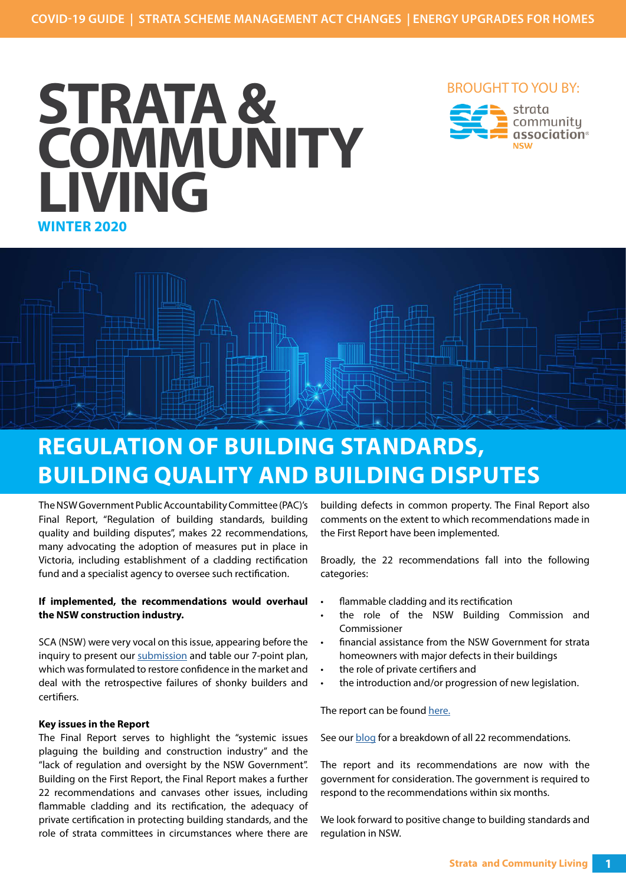COVID-19 GUIDE | STRATA SCHEME MANAGEMENT ACT CHANGES | ENERGY UPGRADES FOR HOMES

# STRATA & COMMUNITY LIVING

**WINTER 2020**

BROUGHT TO YOU BY: strata community association NSW

## REGULATION OF BUILDING STANDARDS, BUILDING QUALITY AND BUILDING DISPUTES

The NSW Government Public Accountability Committee (PAC)'s Final Report, "Regulation of building standards, building quality and building disputes", makes 22 recommendations, many advocating the adoption of measures put in place in Victoria, including establishment of a cladding rectification fund and a specialist agency to oversee such rectification.

**If implemented, the recommendations would overhaul the NSW construction industry.**

SCA (NSW) were very vocal on this issue, appearing before the inquiry to present our submission and table our 7-point plan, which was formulated to restore confidence in the market and deal with the retrospective failures of shonky builders and certifiers.

**Key issues in the Report**

The Final Report serves to highlight the "systemic issues plaguing the building and construction industry" and the "lack of regulation and oversight by the NSW Government". Building on the First Report, the Final Report makes a further 22 recommendations and canvases other issues, including flammable cladding and its rectification, the adequacy of private certification in protecting building standards, and the role of strata committees in circumstances where there are building defects in common property. The Final Report also comments on the extent to which recommendations made in the First Report have been implemented.

Broadly, the 22 recommendations fall into the following categories:

- flammable cladding and its rectification
- the role of the NSW Building Commission and Commissioner
- financial assistance from the NSW Government for strata homeowners with major defects in their buildings
- the role of private certifiers and
- the introduction and/or progression of new legislation.

The report can be found here.

See our blog for a breakdown of all 22 recommendations.

The report and its recommendations are now with the government for consideration. The government is required to respond to the recommendations within six months.

We look forward to positive change to building standards and regulation in NSW.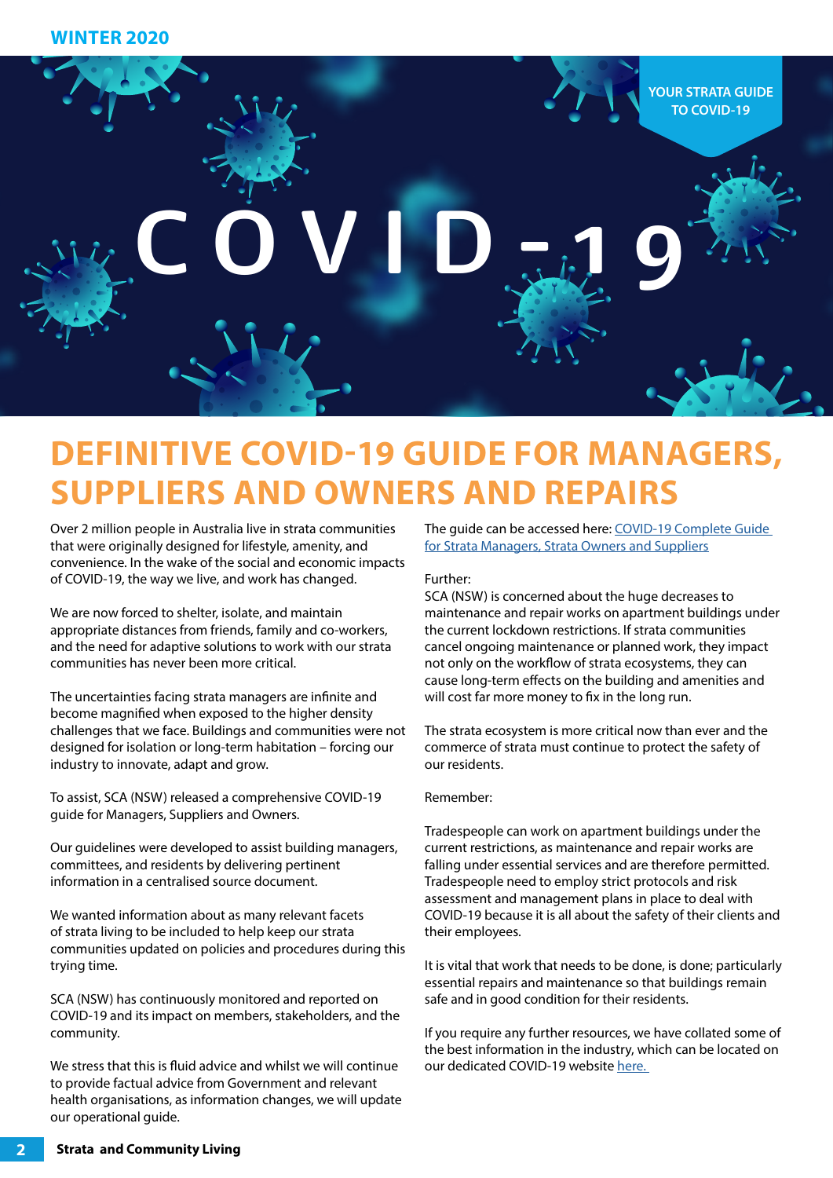YOUR STRATA GUIDE TO COVID-19

# COVID-19

# DEFINITIVE COVID-19 GUIDE FOR MANAGERS, SUPPLIERS AND OWNERS AND REPAIRS

Over 2 million people in Australia live in strata communities that were originally designed for lifestyle, amenity, and convenience. In the wake of the social and economic impacts of COVID-19, the way we live, and work has changed.

We are now forced to shelter, isolate, and maintain appropriate distances from friends, family and co-workers, and the need for adaptive solutions to work with our strata communities has never been more critical.

The uncertainties facing strata managers are infinite and become magnified when exposed to the higher density challenges that we face. Buildings and communities were not designed for isolation or long-term habitation – forcing our industry to innovate, adapt and grow.

To assist, SCA (NSW) released a comprehensive COVID-19 guide for Managers, Suppliers and Owners.

Our guidelines were developed to assist building managers, committees, and residents by delivering pertinent information in a centralised source document.

We wanted information about as many relevant facets of strata living to be included to help keep our strata communities updated on policies and procedures during this trying time.

SCA (NSW) has continuously monitored and reported on COVID-19 and its impact on members, stakeholders, and the community.

We stress that this is fluid advice and whilst we will continue to provide factual advice from Government and relevant health organisations, as information changes, we will update our operational guide.

The guide can be accessed here: [COVID-19 Complete Guide for Strata Managers, Strata Owners and Suppliers]

Further:
SCA (NSW) is concerned about the huge decreases to maintenance and repair works on apartment buildings under the current lockdown restrictions. If strata communities cancel ongoing maintenance or planned work, they impact not only on the workflow of strata ecosystems, they can cause long-term effects on the building and amenities and will cost far more money to fix in the long run.

The strata ecosystem is more critical now than ever and the commerce of strata must continue to protect the safety of our residents.

Remember:

Tradespeople can work on apartment buildings under the current restrictions, as maintenance and repair works are falling under essential services and are therefore permitted. Tradespeople need to employ strict protocols and risk assessment and management plans in place to deal with COVID-19 because it is all about the safety of their clients and their employees.

It is vital that work that needs to be done, is done; particularly essential repairs and maintenance so that buildings remain safe and in good condition for their residents.

If you require any further resources, we have collated some of the best information in the industry, which can be located on our dedicated COVID-19 website [here.]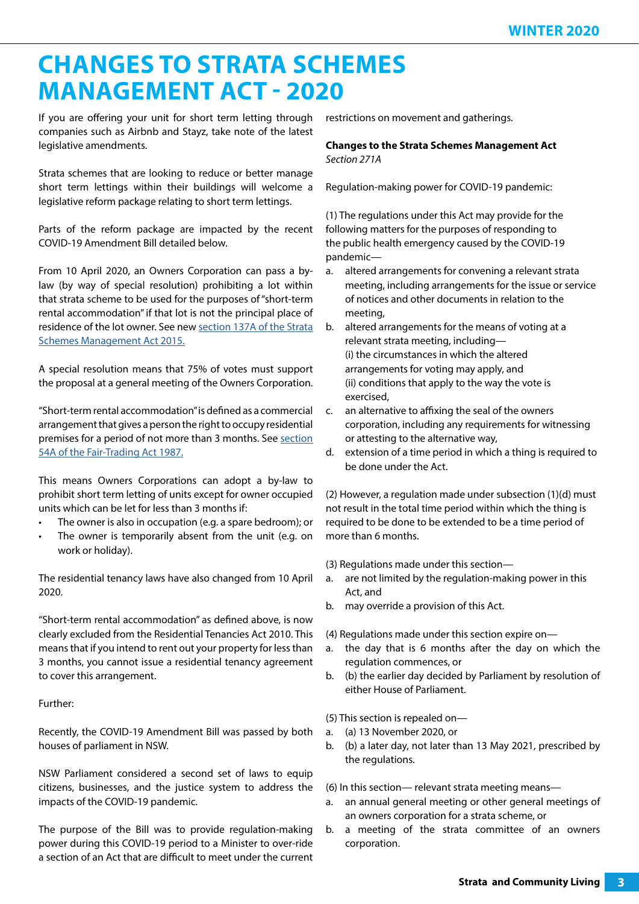# CHANGES TO STRATA SCHEMES MANAGEMENT ACT - 2020

If you are offering your unit for short term letting through companies such as Airbnb and Stayz, take note of the latest legislative amendments.

Strata schemes that are looking to reduce or better manage short term lettings within their buildings will welcome a legislative reform package relating to short term lettings.

Parts of the reform package are impacted by the recent COVID-19 Amendment Bill detailed below.

From 10 April 2020, an Owners Corporation can pass a by-law (by way of special resolution) prohibiting a lot within that strata scheme to be used for the purposes of "short-term rental accommodation" if that lot is not the principal place of residence of the lot owner. See new section 137A of the Strata Schemes Management Act 2015.

A special resolution means that 75% of votes must support the proposal at a general meeting of the Owners Corporation.

"Short-term rental accommodation" is defined as a commercial arrangement that gives a person the right to occupy residential premises for a period of not more than 3 months. See section 54A of the Fair-Trading Act 1987.

This means Owners Corporations can adopt a by-law to prohibit short term letting of units except for owner occupied units which can be let for less than 3 months if:

- The owner is also in occupation (e.g. a spare bedroom); or
- The owner is temporarily absent from the unit (e.g. on work or holiday).

The residential tenancy laws have also changed from 10 April 2020.

"Short-term rental accommodation" as defined above, is now clearly excluded from the Residential Tenancies Act 2010. This means that if you intend to rent out your property for less than 3 months, you cannot issue a residential tenancy agreement to cover this arrangement.

Further:

Recently, the COVID-19 Amendment Bill was passed by both houses of parliament in NSW.

NSW Parliament considered a second set of laws to equip citizens, businesses, and the justice system to address the impacts of the COVID-19 pandemic.

The purpose of the Bill was to provide regulation-making power during this COVID-19 period to a Minister to over-ride a section of an Act that are difficult to meet under the current restrictions on movement and gatherings.

**Changes to the Strata Schemes Management Act**
*Section 271A*

Regulation-making power for COVID-19 pandemic:

(1) The regulations under this Act may provide for the following matters for the purposes of responding to the public health emergency caused by the COVID-19 pandemic—

a. altered arrangements for convening a relevant strata meeting, including arrangements for the issue or service of notices and other documents in relation to the meeting,
b. altered arrangements for the means of voting at a relevant strata meeting, including—
   (i) the circumstances in which the altered arrangements for voting may apply, and
   (ii) conditions that apply to the way the vote is exercised,
c. an alternative to affixing the seal of the owners corporation, including any requirements for witnessing or attesting to the alternative way,
d. extension of a time period in which a thing is required to be done under the Act.

(2) However, a regulation made under subsection (1)(d) must not result in the total time period within which the thing is required to be done to be extended to be a time period of more than 6 months.

(3) Regulations made under this section—

a. are not limited by the regulation-making power in this Act, and
b. may override a provision of this Act.

(4) Regulations made under this section expire on—

a. the day that is 6 months after the day on which the regulation commences, or
b. (b) the earlier day decided by Parliament by resolution of either House of Parliament.

(5) This section is repealed on—

a. (a) 13 November 2020, or
b. (b) a later day, not later than 13 May 2021, prescribed by the regulations.

(6) In this section— relevant strata meeting means—

a. an annual general meeting or other general meetings of an owners corporation for a strata scheme, or
b. a meeting of the strata committee of an owners corporation.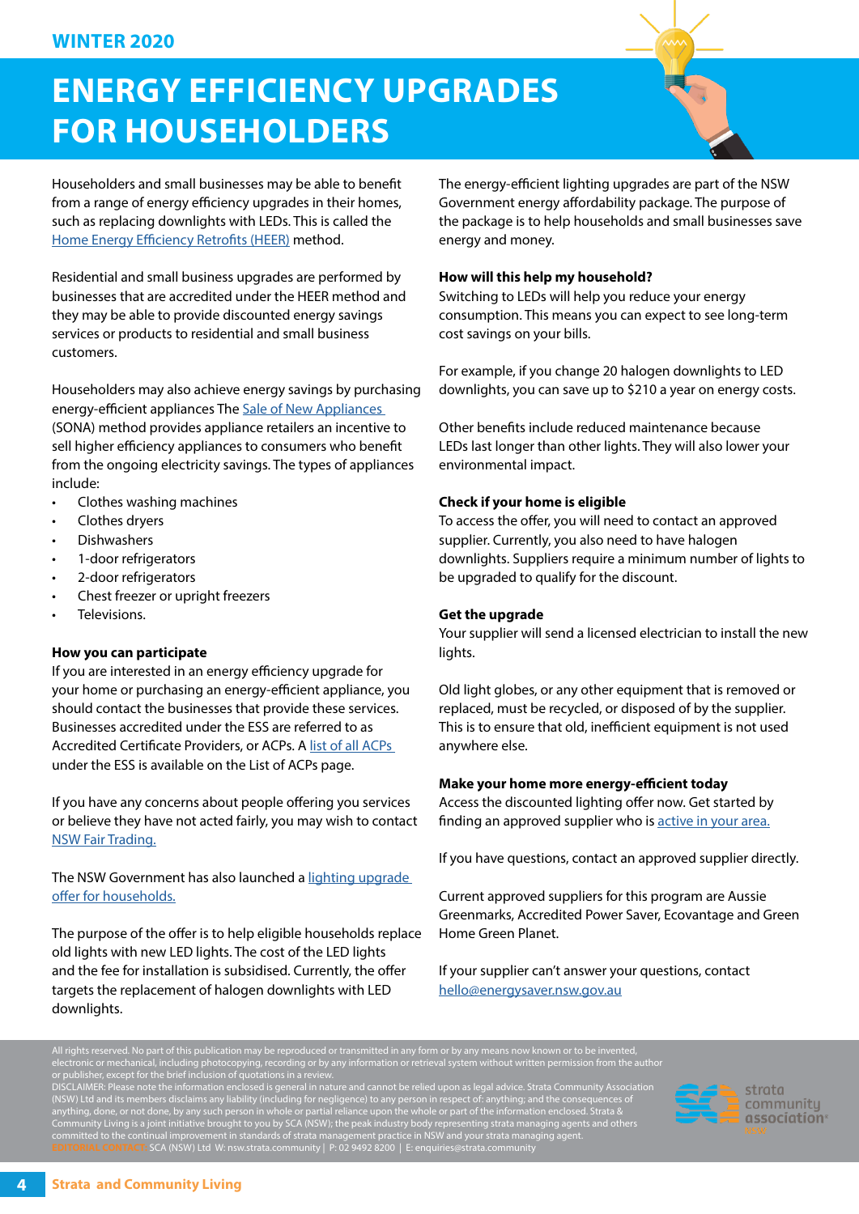WINTER 2020

# ENERGY EFFICIENCY UPGRADES FOR HOUSEHOLDERS

Householders and small businesses may be able to benefit from a range of energy efficiency upgrades in their homes, such as replacing downlights with LEDs. This is called the Home Energy Efficiency Retrofits (HEER) method.

Residential and small business upgrades are performed by businesses that are accredited under the HEER method and they may be able to provide discounted energy savings services or products to residential and small business customers.

Householders may also achieve energy savings by purchasing energy-efficient appliances The Sale of New Appliances (SONA) method provides appliance retailers an incentive to sell higher efficiency appliances to consumers who benefit from the ongoing electricity savings. The types of appliances include:

- Clothes washing machines
- Clothes dryers
- Dishwashers
- 1-door refrigerators
- 2-door refrigerators
- Chest freezer or upright freezers
- Televisions.

**How you can participate**

If you are interested in an energy efficiency upgrade for your home or purchasing an energy-efficient appliance, you should contact the businesses that provide these services. Businesses accredited under the ESS are referred to as Accredited Certificate Providers, or ACPs. A list of all ACPs under the ESS is available on the List of ACPs page.

If you have any concerns about people offering you services or believe they have not acted fairly, you may wish to contact NSW Fair Trading.

The NSW Government has also launched a lighting upgrade offer for households.

The purpose of the offer is to help eligible households replace old lights with new LED lights. The cost of the LED lights and the fee for installation is subsidised. Currently, the offer targets the replacement of halogen downlights with LED downlights.

The energy-efficient lighting upgrades are part of the NSW Government energy affordability package. The purpose of the package is to help households and small businesses save energy and money.

**How will this help my household?**

Switching to LEDs will help you reduce your energy consumption. This means you can expect to see long-term cost savings on your bills.

For example, if you change 20 halogen downlights to LED downlights, you can save up to $210 a year on energy costs.

Other benefits include reduced maintenance because LEDs last longer than other lights. They will also lower your environmental impact.

**Check if your home is eligible**

To access the offer, you will need to contact an approved supplier. Currently, you also need to have halogen downlights. Suppliers require a minimum number of lights to be upgraded to qualify for the discount.

**Get the upgrade**

Your supplier will send a licensed electrician to install the new lights.

Old light globes, or any other equipment that is removed or replaced, must be recycled, or disposed of by the supplier. This is to ensure that old, inefficient equipment is not used anywhere else.

**Make your home more energy-efficient today**

Access the discounted lighting offer now. Get started by finding an approved supplier who is active in your area.

If you have questions, contact an approved supplier directly.

Current approved suppliers for this program are Aussie Greenmarks, Accredited Power Saver, Ecovantage and Green Home Green Planet.

If your supplier can't answer your questions, contact hello@energysaver.nsw.gov.au

All rights reserved. No part of this publication may be reproduced or transmitted in any form or by any means now known or to be invented, electronic or mechanical, including photocopying, recording or by any information or retrieval system without written permission from the author or publisher, except for the brief inclusion of quotations in a review.
DISCLAIMER: Please note the information enclosed is general in nature and cannot be relied upon as legal advice. Strata Community Association (NSW) Ltd and its members disclaims any liability (including for negligence) to any person in respect of: anything; and the consequences of anything, done, or not done, by any such person in whole or partial reliance upon the whole or part of the information enclosed. Strata & Community Living is a joint initiative brought to you by SCA (NSW); the peak industry body representing strata managing agents and others committed to the continual improvement in standards of strata management practice in NSW and your strata managing agent.
EDITORIAL CONTACT: SCA (NSW) Ltd W: nsw.strata.community | P: 02 9492 8200 | E: enquiries@strata.community

strata community association NSW